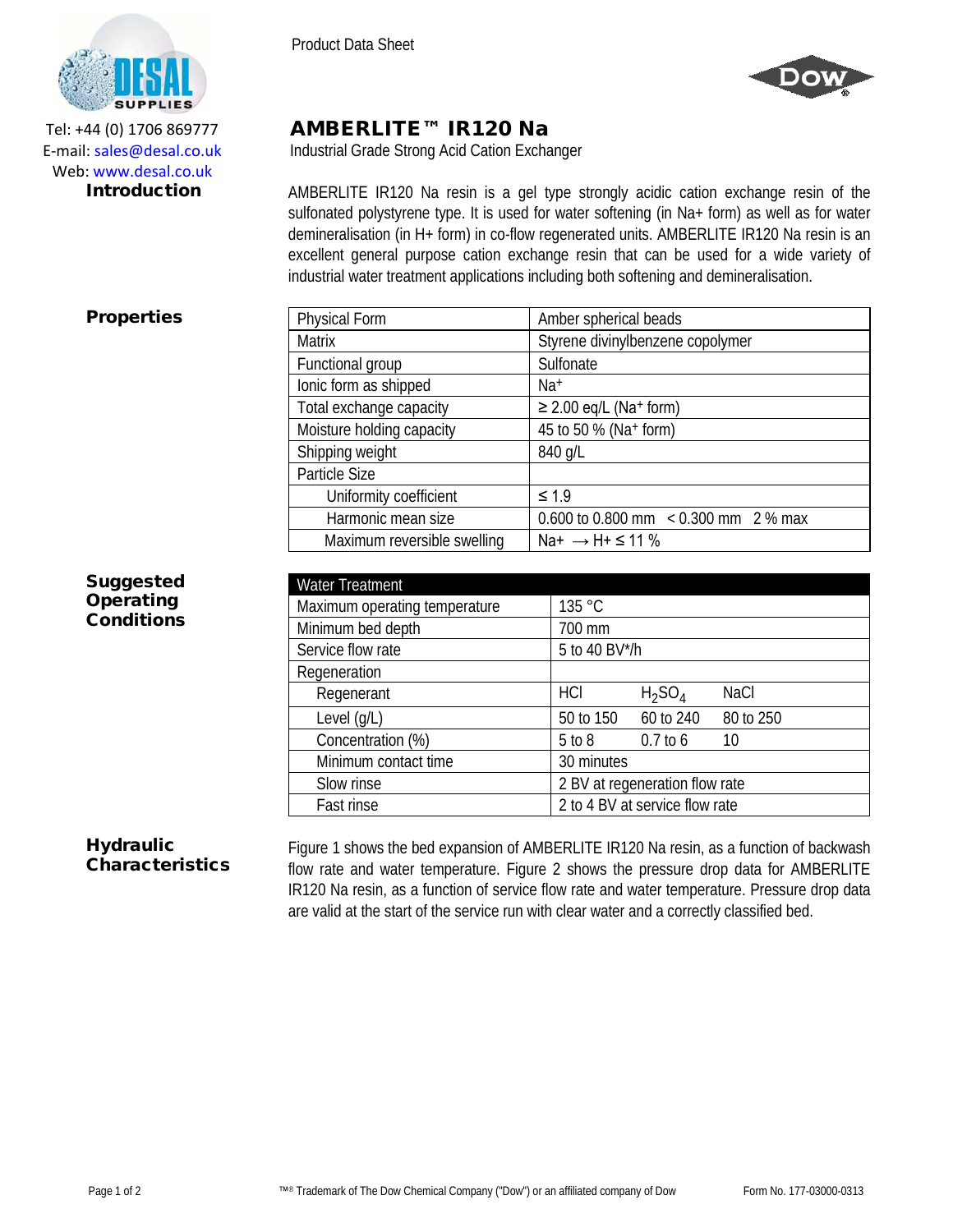Tel: +44 (0) 1706 869777
E-mail: sales@desal.co.uk
Web: www.desal.co.uk

Product Data Sheet

# AMBERLITE™ IR120 Na

Industrial Grade Strong Acid Cation Exchanger

## Introduction

AMBERLITE IR120 Na resin is a gel type strongly acidic cation exchange resin of the sulfonated polystyrene type. It is used for water softening (in Na+ form) as well as for water demineralisation (in H+ form) in co-flow regenerated units. AMBERLITE IR120 Na resin is an excellent general purpose cation exchange resin that can be used for a wide variety of industrial water treatment applications including both softening and demineralisation.

## Properties

| Property | Value |
|---|---|
| Physical Form | Amber spherical beads |
| Matrix | Styrene divinylbenzene copolymer |
| Functional group | Sulfonate |
| Ionic form as shipped | $Na^+$ |
| Total exchange capacity | ≥ 2.00 eq/L ($Na^+$ form) |
| Moisture holding capacity | 45 to 50 % ($Na^+$ form) |
| Shipping weight | 840 g/L |
| Particle Size | |
| Uniformity coefficient | ≤ 1.9 |
| Harmonic mean size | 0.600 to 0.800 mm   < 0.300 mm   2 % max |
| Maximum reversible swelling | Na+ → H+ ≤ 11 % |

## Suggested Operating Conditions

| Water Treatment | | | |
|---|---|---|---|
| Maximum operating temperature | 135 °C | | |
| Minimum bed depth | 700 mm | | |
| Service flow rate | 5 to 40 BV*/h | | |
| Regeneration | | | |
| Regenerant | HCl | $H_2SO_4$ | NaCl |
| Level (g/L) | 50 to 150 | 60 to 240 | 80 to 250 |
| Concentration (%) | 5 to 8 | 0.7 to 6 | 10 |
| Minimum contact time | 30 minutes | | |
| Slow rinse | 2 BV at regeneration flow rate | | |
| Fast rinse | 2 to 4 BV at service flow rate | | |

## Hydraulic Characteristics

Figure 1 shows the bed expansion of AMBERLITE IR120 Na resin, as a function of backwash flow rate and water temperature. Figure 2 shows the pressure drop data for AMBERLITE IR120 Na resin, as a function of service flow rate and water temperature. Pressure drop data are valid at the start of the service run with clear water and a correctly classified bed.

™® Trademark of The Dow Chemical Company ("Dow") or an affiliated company of Dow

Form No. 177-03000-0313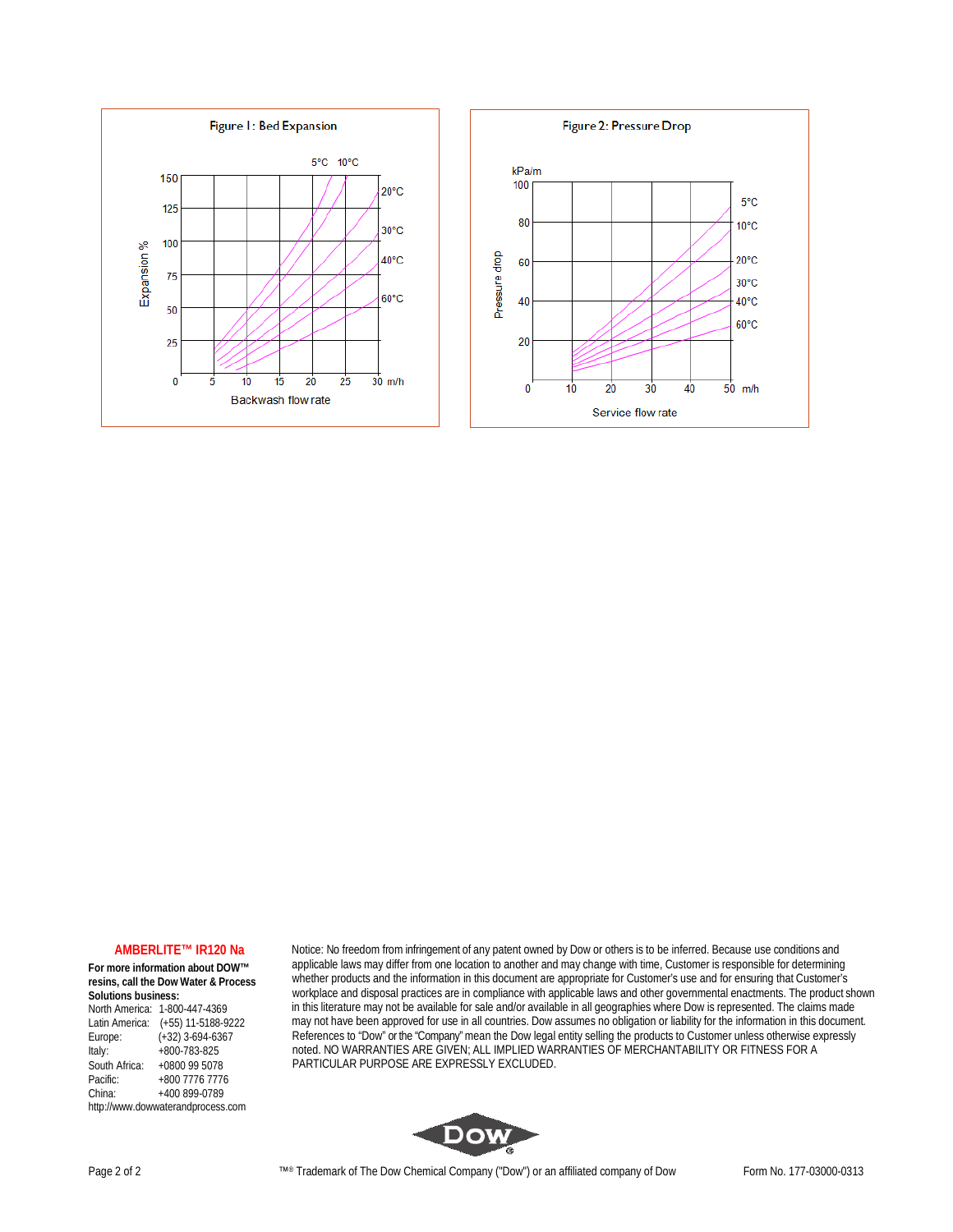Figure 1: Bed Expansion

5°C 10°C

150
125
100
75
50
25
0

Expansion %

20°C
30°C
40°C
60°C

5 10 15 20 25 30 m/h

Backwash flow rate

Figure 2: Pressure Drop

kPa/m
100
80
60
40
20
0

Pressure drop

5°C
10°C
20°C
30°C
40°C
60°C

10 20 30 40 50 m/h

Service flow rate

**AMBERLITE™ IR120 Na**

**For more information about DOW™ resins, call the Dow Water & Process Solutions business:**

North America: 1-800-447-4369
Latin America: (+55) 11-5188-9222
Europe: (+32) 3-694-6367
Italy: +800-783-825
South Africa: +0800 99 5078
Pacific: +800 7776 7776
China: +400 899-0789
http://www.dowwaterandprocess.com

Notice: No freedom from infringement of any patent owned by Dow or others is to be inferred. Because use conditions and applicable laws may differ from one location to another and may change with time, Customer is responsible for determining whether products and the information in this document are appropriate for Customer's use and for ensuring that Customer's workplace and disposal practices are in compliance with applicable laws and other governmental enactments. The product shown in this literature may not be available for sale and/or available in all geographies where Dow is represented. The claims made may not have been approved for use in all countries. Dow assumes no obligation or liability for the information in this document. References to "Dow" or the "Company" mean the Dow legal entity selling the products to Customer unless otherwise expressly noted. NO WARRANTIES ARE GIVEN; ALL IMPLIED WARRANTIES OF MERCHANTABILITY OR FITNESS FOR A PARTICULAR PURPOSE ARE EXPRESSLY EXCLUDED.

DOW

™® Trademark of The Dow Chemical Company ("Dow") or an affiliated company of Dow

Form No. 177-03000-0313